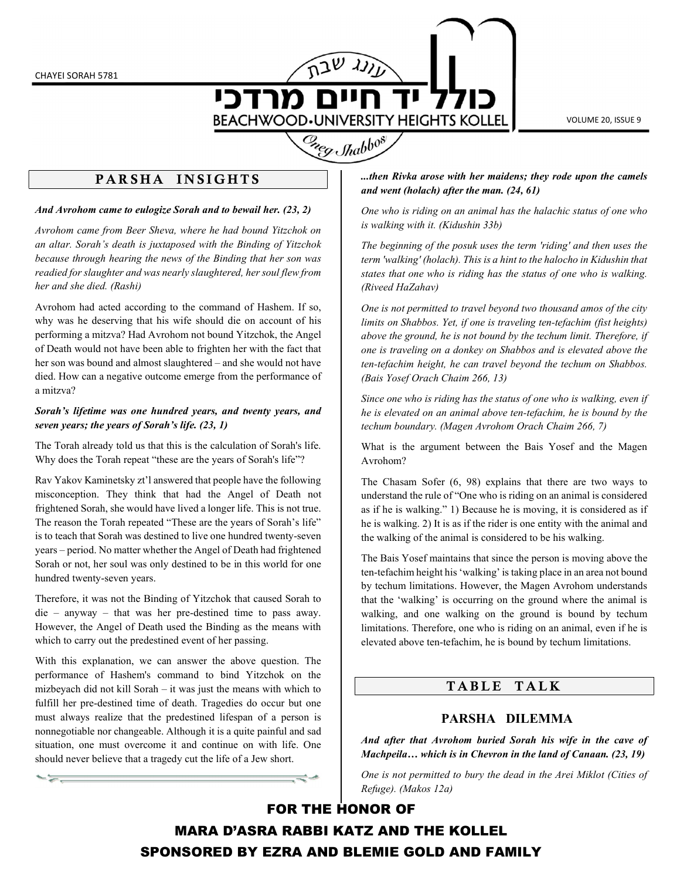CHAYEI SORAH 5781

עונג שבת

# כולל יד חיים מרדכי

BEACHWOOD•UNIVERSITY HEIGHTS KOLLEL

Oneg Shabbos

## PARSHA INSIGHTS

***And Avrohom came to eulogize Sorah and to bewail her. (23, 2)***

*Avrohom came from Beer Sheva, where he had bound Yitzchok on an altar. Sorah's death is juxtaposed with the Binding of Yitzchok because through hearing the news of the Binding that her son was readied for slaughter and was nearly slaughtered, her soul flew from her and she died. (Rashi)*

Avrohom had acted according to the command of Hashem. If so, why was he deserving that his wife should die on account of his performing a mitzva? Had Avrohom not bound Yitzchok, the Angel of Death would not have been able to frighten her with the fact that her son was bound and almost slaughtered – and she would not have died. How can a negative outcome emerge from the performance of a mitzva?

***Sorah's lifetime was one hundred years, and twenty years, and seven years; the years of Sorah's life. (23, 1)***

The Torah already told us that this is the calculation of Sorah's life. Why does the Torah repeat "these are the years of Sorah's life"?

Rav Yakov Kaminetsky zt'l answered that people have the following misconception. They think that had the Angel of Death not frightened Sorah, she would have lived a longer life. This is not true. The reason the Torah repeated "These are the years of Sorah's life" is to teach that Sorah was destined to live one hundred twenty-seven years – period. No matter whether the Angel of Death had frightened Sorah or not, her soul was only destined to be in this world for one hundred twenty-seven years.

Therefore, it was not the Binding of Yitzchok that caused Sorah to die – anyway – that was her pre-destined time to pass away. However, the Angel of Death used the Binding as the means with which to carry out the predestined event of her passing.

With this explanation, we can answer the above question. The performance of Hashem's command to bind Yitzchok on the mizbeyach did not kill Sorah – it was just the means with which to fulfill her pre-destined time of death. Tragedies do occur but one must always realize that the predestined lifespan of a person is nonnegotiable nor changeable. Although it is a quite painful and sad situation, one must overcome it and continue on with life. One should never believe that a tragedy cut the life of a Jew short.

***...then Rivka arose with her maidens; they rode upon the camels and went (holach) after the man. (24, 61)***

*One who is riding on an animal has the halachic status of one who is walking with it. (Kidushin 33b)*

*The beginning of the posuk uses the term 'riding' and then uses the term 'walking' (holach). This is a hint to the halocho in Kidushin that states that one who is riding has the status of one who is walking. (Riveed HaZahav)*

*One is not permitted to travel beyond two thousand amos of the city limits on Shabbos. Yet, if one is traveling ten-tefachim (fist heights) above the ground, he is not bound by the techum limit. Therefore, if one is traveling on a donkey on Shabbos and is elevated above the ten-tefachim height, he can travel beyond the techum on Shabbos. (Bais Yosef Orach Chaim 266, 13)*

*Since one who is riding has the status of one who is walking, even if he is elevated on an animal above ten-tefachim, he is bound by the techum boundary. (Magen Avrohom Orach Chaim 266, 7)*

What is the argument between the Bais Yosef and the Magen Avrohom?

The Chasam Sofer (6, 98) explains that there are two ways to understand the rule of "One who is riding on an animal is considered as if he is walking." 1) Because he is moving, it is considered as if he is walking. 2) It is as if the rider is one entity with the animal and the walking of the animal is considered to be his walking.

The Bais Yosef maintains that since the person is moving above the ten-tefachim height his 'walking' is taking place in an area not bound by techum limitations. However, the Magen Avrohom understands that the 'walking' is occurring on the ground where the animal is walking, and one walking on the ground is bound by techum limitations. Therefore, one who is riding on an animal, even if he is elevated above ten-tefachim, he is bound by techum limitations.

## TABLE TALK

### PARSHA DILEMMA

***And after that Avrohom buried Sorah his wife in the cave of Machpeila… which is in Chevron in the land of Canaan. (23, 19)***

*One is not permitted to bury the dead in the Arei Miklot (Cities of Refuge). (Makos 12a)*

**FOR THE HONOR OF**
**MARA D'ASRA RABBI KATZ AND THE KOLLEL**
**SPONSORED BY EZRA AND BLEMIE GOLD AND FAMILY**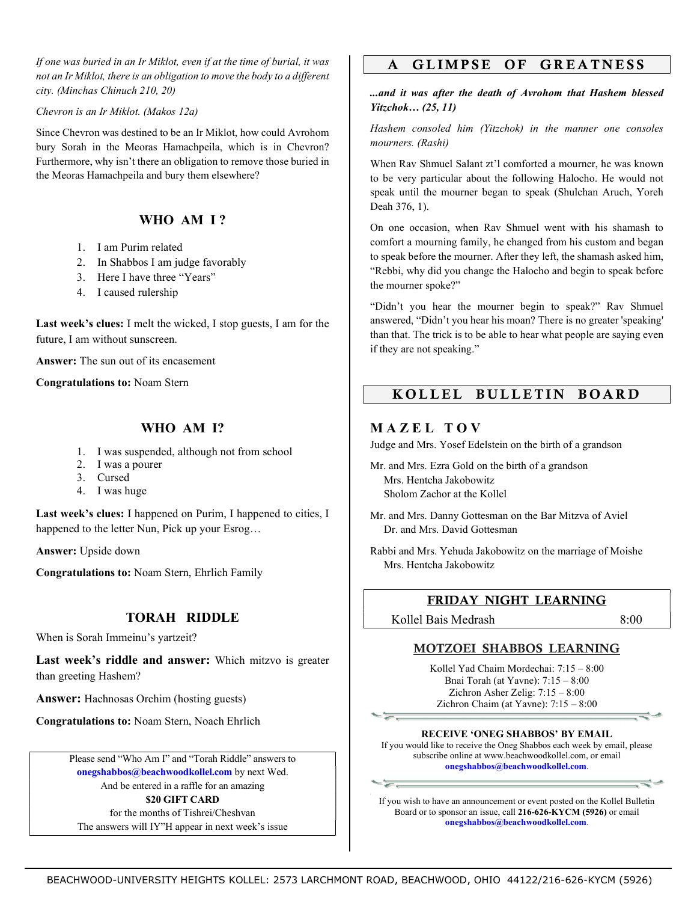*If one was buried in an Ir Miklot, even if at the time of burial, it was not an Ir Miklot, there is an obligation to move the body to a different city. (Minchas Chinuch 210, 20)*

*Chevron is an Ir Miklot. (Makos 12a)*

Since Chevron was destined to be an Ir Miklot, how could Avrohom bury Sorah in the Meoras Hamachpeila, which is in Chevron? Furthermore, why isn't there an obligation to remove those buried in the Meoras Hamachpeila and bury them elsewhere?

## WHO AM I ?

1. I am Purim related
2. In Shabbos I am judge favorably
3. Here I have three "Years"
4. I caused rulership

**Last week's clues:** I melt the wicked, I stop guests, I am for the future, I am without sunscreen.

**Answer:** The sun out of its encasement

**Congratulations to:** Noam Stern

## WHO AM I?

1. I was suspended, although not from school
2. I was a pourer
3. Cursed
4. I was huge

**Last week's clues:** I happened on Purim, I happened to cities, I happened to the letter Nun, Pick up your Esrog…

**Answer:** Upside down

**Congratulations to:** Noam Stern, Ehrlich Family

## TORAH RIDDLE

When is Sorah Immeinu's yartzeit?

**Last week's riddle and answer:** Which mitzvo is greater than greeting Hashem?

**Answer:** Hachnosas Orchim (hosting guests)

**Congratulations to:** Noam Stern, Noach Ehrlich

Please send "Who Am I" and "Torah Riddle" answers to **onegshabbos@beachwoodkollel.com** by next Wed.
And be entered in a raffle for an amazing
**$20 GIFT CARD**
for the months of Tishrei/Cheshvan
The answers will IY"H appear in next week's issue

## A GLIMPSE OF GREATNESS

***...and it was after the death of Avrohom that Hashem blessed Yitzchok… (25, 11)***

*Hashem consoled him (Yitzchok) in the manner one consoles mourners. (Rashi)*

When Rav Shmuel Salant zt'l comforted a mourner, he was known to be very particular about the following Halocho. He would not speak until the mourner began to speak (Shulchan Aruch, Yoreh Deah 376, 1).

On one occasion, when Rav Shmuel went with his shamash to comfort a mourning family, he changed from his custom and began to speak before the mourner. After they left, the shamash asked him, "Rebbi, why did you change the Halocho and begin to speak before the mourner spoke?"

"Didn't you hear the mourner begin to speak?" Rav Shmuel answered, "Didn't you hear his moan? There is no greater 'speaking' than that. The trick is to be able to hear what people are saying even if they are not speaking."

## KOLLEL BULLETIN BOARD

### MAZEL TOV

Judge and Mrs. Yosef Edelstein on the birth of a grandson

Mr. and Mrs. Ezra Gold on the birth of a grandson
Mrs. Hentcha Jakobowitz
Sholom Zachor at the Kollel

Mr. and Mrs. Danny Gottesman on the Bar Mitzva of Aviel
Dr. and Mrs. David Gottesman

Rabbi and Mrs. Yehuda Jakobowitz on the marriage of Moishe
Mrs. Hentcha Jakobowitz

### FRIDAY NIGHT LEARNING

Kollel Bais Medrash 8:00

### MOTZOEI SHABBOS LEARNING

Kollel Yad Chaim Mordechai: 7:15 – 8:00
Bnai Torah (at Yavne): 7:15 – 8:00
Zichron Asher Zelig: 7:15 – 8:00
Zichron Chaim (at Yavne): 7:15 – 8:00

**RECEIVE 'ONEG SHABBOS' BY EMAIL**
If you would like to receive the Oneg Shabbos each week by email, please subscribe online at www.beachwoodkollel.com, or email **onegshabbos@beachwoodkollel.com**.

If you wish to have an announcement or event posted on the Kollel Bulletin Board or to sponsor an issue, call **216-626-KYCM (5926)** or email **onegshabbos@beachwoodkollel.com**.

BEACHWOOD-UNIVERSITY HEIGHTS KOLLEL: 2573 LARCHMONT ROAD, BEACHWOOD, OHIO 44122/216-626-KYCM (5926)